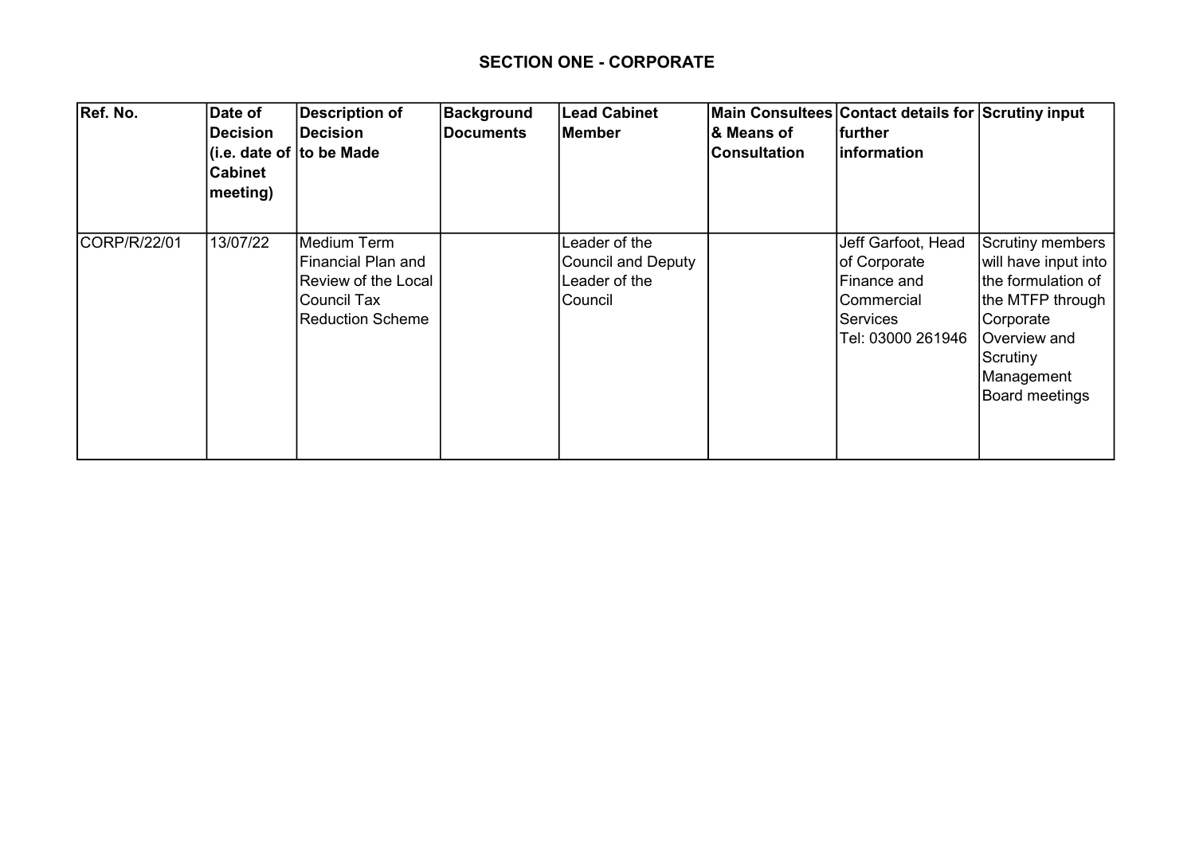## SECTION ONE - CORPORATE

| Ref. No. | Date of Decision (i.e. date of Cabinet meeting) | Description of Decision to be Made | Background Documents | Lead Cabinet Member | Main Consultees & Means of Consultation | Contact details for further information | Scrutiny input |
|---|---|---|---|---|---|---|---|
| CORP/R/22/01 | 13/07/22 | Medium Term Financial Plan and Review of the Local Council Tax Reduction Scheme | | Leader of the Council and Deputy Leader of the Council | | Jeff Garfoot, Head of Corporate Finance and Commercial Services Tel: 03000 261946 | Scrutiny members will have input into the formulation of the MTFP through Corporate Overview and Scrutiny Management Board meetings |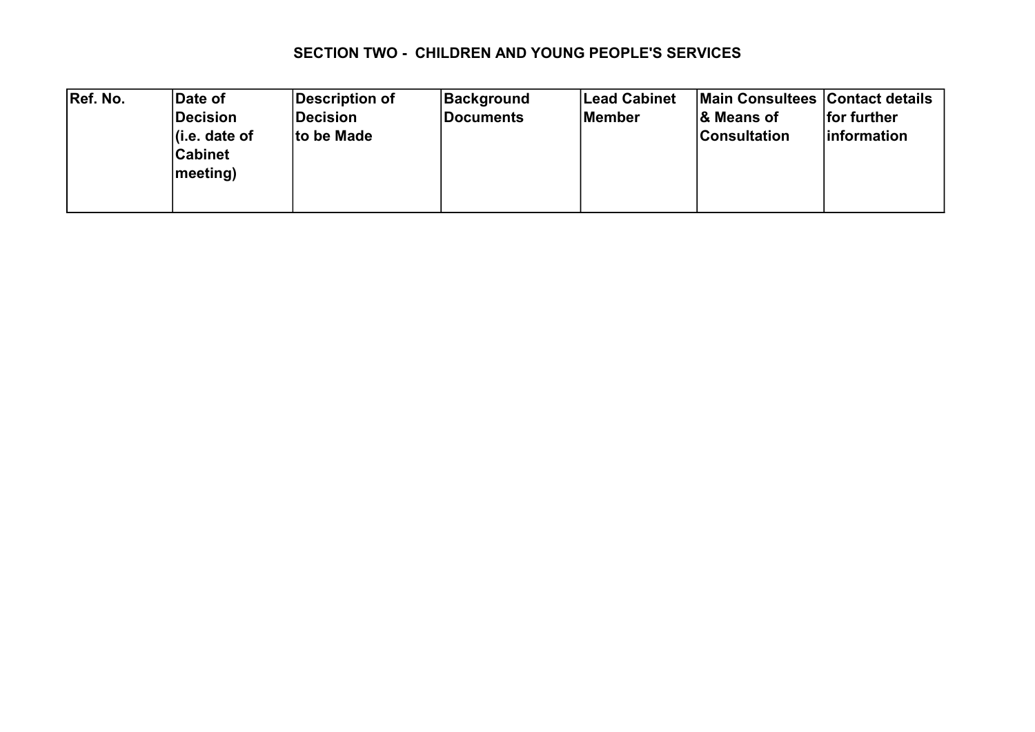## SECTION TWO - CHILDREN AND YOUNG PEOPLE'S SERVICES

| Ref. No. | Date of Decision (i.e. date of Cabinet meeting) | Description of Decision to be Made | Background Documents | Lead Cabinet Member | Main Consultees & Means of Consultation | Contact details for further information |
|---|---|---|---|---|---|---|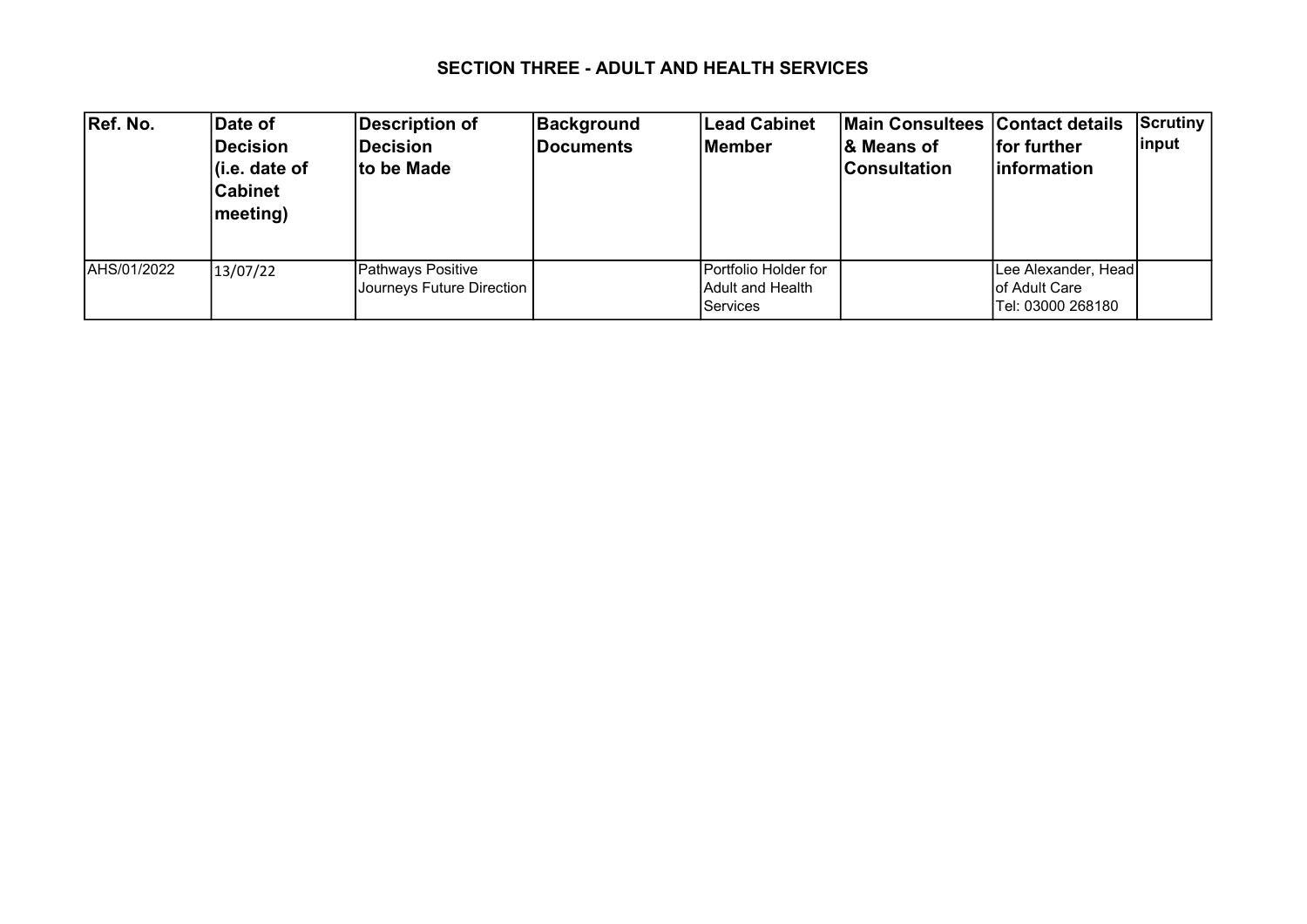## SECTION THREE - ADULT AND HEALTH SERVICES

| Ref. No. | Date of Decision (i.e. date of Cabinet meeting) | Description of Decision to be Made | Background Documents | Lead Cabinet Member | Main Consultees & Means of Consultation | Contact details for further information | Scrutiny input |
|---|---|---|---|---|---|---|---|
| AHS/01/2022 | 13/07/22 | Pathways Positive Journeys Future Direction | | Portfolio Holder for Adult and Health Services | | Lee Alexander, Head of Adult Care Tel: 03000 268180 | |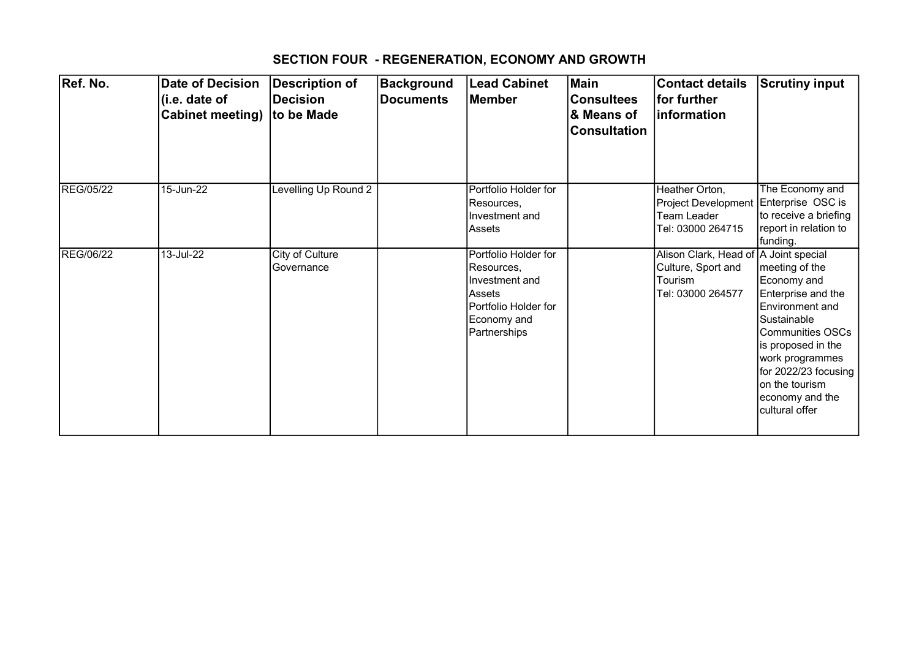## SECTION FOUR - REGENERATION, ECONOMY AND GROWTH

| Ref. No. | Date of Decision (i.e. date of Cabinet meeting) | Description of Decision to be Made | Background Documents | Lead Cabinet Member | Main Consultees & Means of Consultation | Contact details for further information | Scrutiny input |
|---|---|---|---|---|---|---|---|
| REG/05/22 | 15-Jun-22 | Levelling Up Round 2 | | Portfolio Holder for Resources, Investment and Assets | | Heather Orton, Project Development Team Leader Tel: 03000 264715 | The Economy and Enterprise OSC is to receive a briefing report in relation to funding. |
| REG/06/22 | 13-Jul-22 | City of Culture Governance | | Portfolio Holder for Resources, Investment and Assets<br>Portfolio Holder for Economy and Partnerships | | Alison Clark, Head of Culture, Sport and Tourism Tel: 03000 264577 | A Joint special meeting of the Economy and Enterprise and the Environment and Sustainable Communities OSCs is proposed in the work programmes for 2022/23 focusing on the tourism economy and the cultural offer |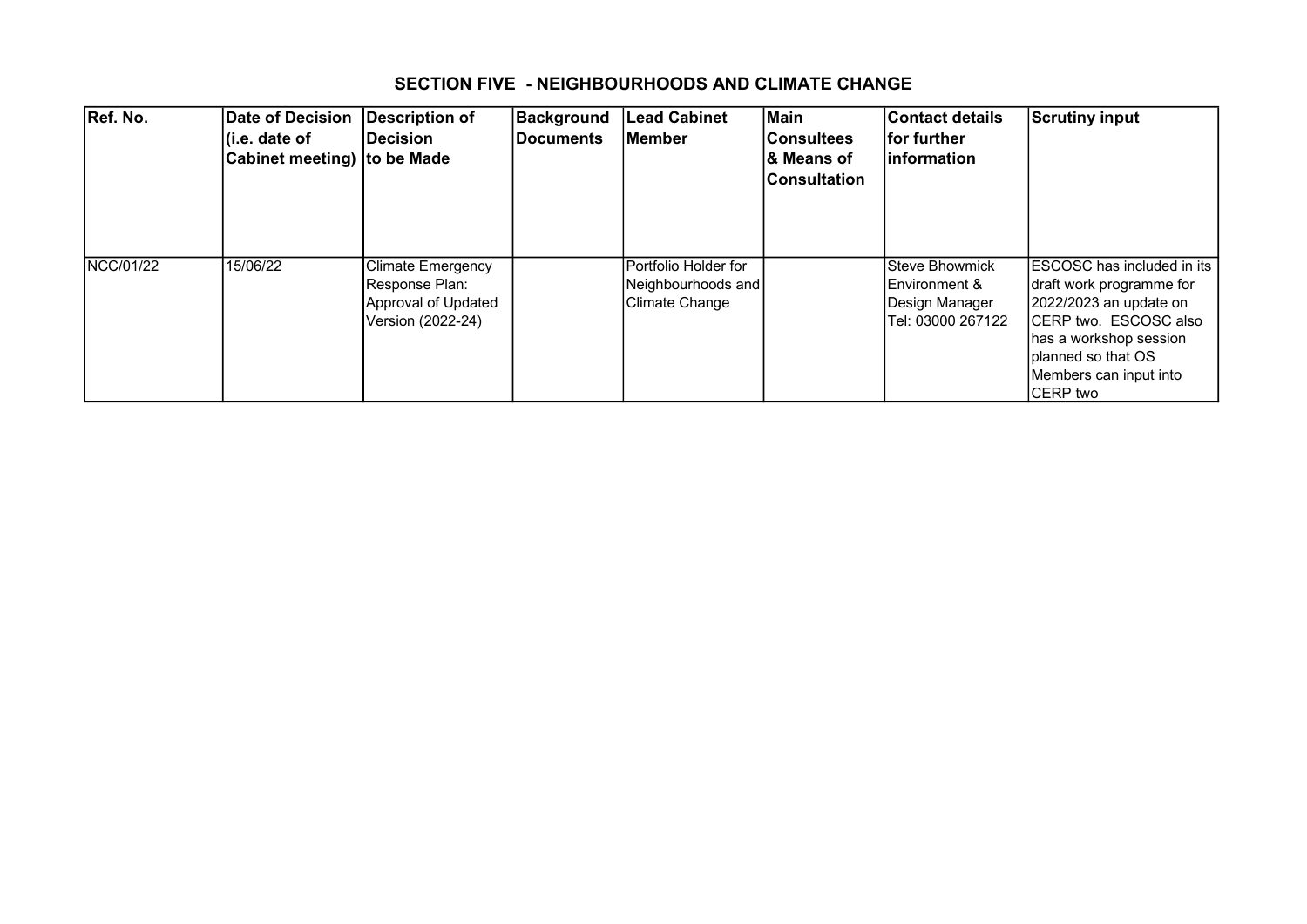## SECTION FIVE - NEIGHBOURHOODS AND CLIMATE CHANGE

| Ref. No. | Date of Decision (i.e. date of Cabinet meeting) | Description of Decision to be Made | Background Documents | Lead Cabinet Member | Main Consultees & Means of Consultation | Contact details for further information | Scrutiny input |
|---|---|---|---|---|---|---|---|
| NCC/01/22 | 15/06/22 | Climate Emergency Response Plan: Approval of Updated Version (2022-24) | | Portfolio Holder for Neighbourhoods and Climate Change | | Steve Bhowmick Environment & Design Manager Tel: 03000 267122 | ESCOSC has included in its draft work programme for 2022/2023 an update on CERP two. ESCOSC also has a workshop session planned so that OS Members can input into CERP two |